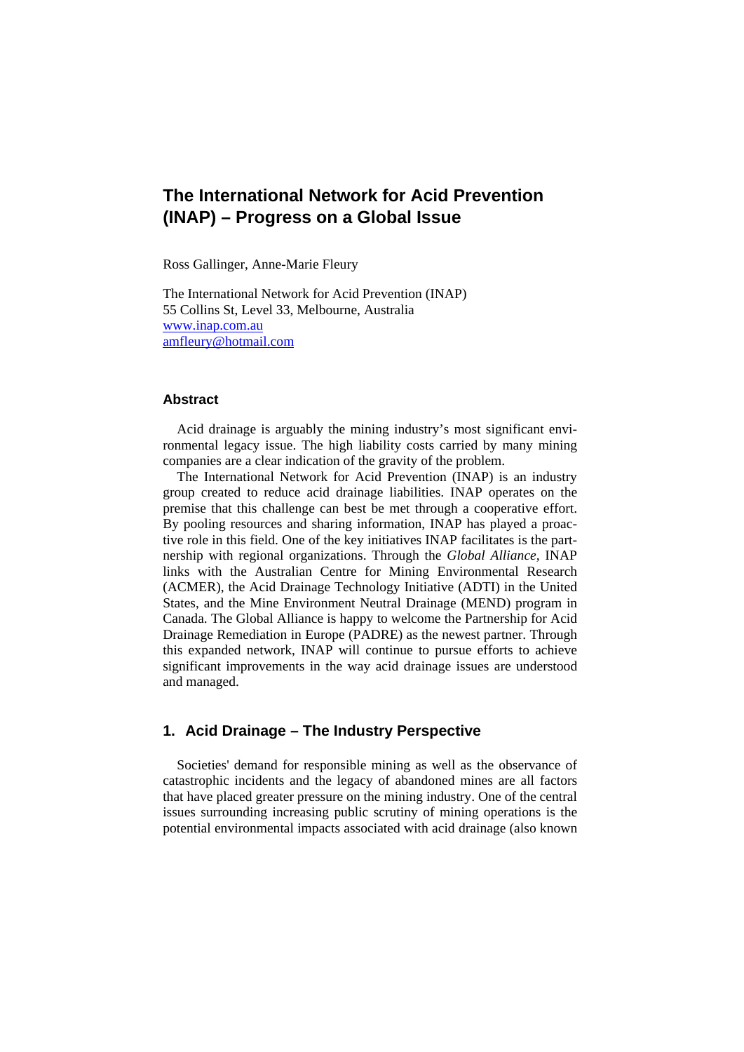# The International Network for Acid Prevention (INAP) – Progress on a Global Issue

Ross Gallinger, Anne-Marie Fleury

The International Network for Acid Prevention (INAP)
55 Collins St, Level 33, Melbourne, Australia
www.inap.com.au
amfleury@hotmail.com

## Abstract

Acid drainage is arguably the mining industry's most significant environmental legacy issue. The high liability costs carried by many mining companies are a clear indication of the gravity of the problem.

The International Network for Acid Prevention (INAP) is an industry group created to reduce acid drainage liabilities. INAP operates on the premise that this challenge can best be met through a cooperative effort. By pooling resources and sharing information, INAP has played a proactive role in this field. One of the key initiatives INAP facilitates is the partnership with regional organizations. Through the *Global Alliance*, INAP links with the Australian Centre for Mining Environmental Research (ACMER), the Acid Drainage Technology Initiative (ADTI) in the United States, and the Mine Environment Neutral Drainage (MEND) program in Canada. The Global Alliance is happy to welcome the Partnership for Acid Drainage Remediation in Europe (PADRE) as the newest partner. Through this expanded network, INAP will continue to pursue efforts to achieve significant improvements in the way acid drainage issues are understood and managed.

## 1. Acid Drainage – The Industry Perspective

Societies' demand for responsible mining as well as the observance of catastrophic incidents and the legacy of abandoned mines are all factors that have placed greater pressure on the mining industry. One of the central issues surrounding increasing public scrutiny of mining operations is the potential environmental impacts associated with acid drainage (also known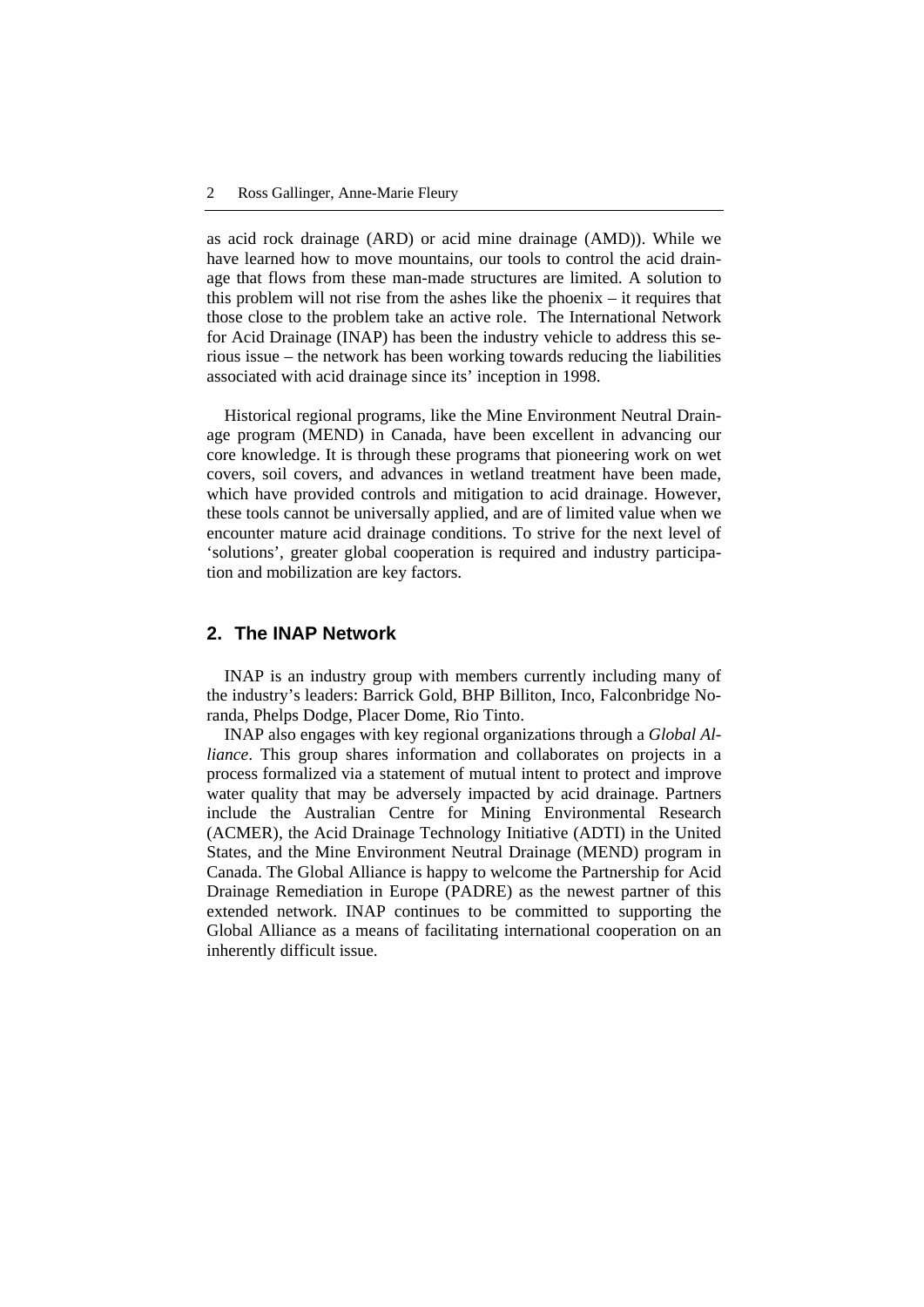as acid rock drainage (ARD) or acid mine drainage (AMD)). While we have learned how to move mountains, our tools to control the acid drainage that flows from these man-made structures are limited. A solution to this problem will not rise from the ashes like the phoenix – it requires that those close to the problem take an active role. The International Network for Acid Drainage (INAP) has been the industry vehicle to address this serious issue – the network has been working towards reducing the liabilities associated with acid drainage since its' inception in 1998.

Historical regional programs, like the Mine Environment Neutral Drainage program (MEND) in Canada, have been excellent in advancing our core knowledge. It is through these programs that pioneering work on wet covers, soil covers, and advances in wetland treatment have been made, which have provided controls and mitigation to acid drainage. However, these tools cannot be universally applied, and are of limited value when we encounter mature acid drainage conditions. To strive for the next level of 'solutions', greater global cooperation is required and industry participation and mobilization are key factors.

## 2. The INAP Network

INAP is an industry group with members currently including many of the industry's leaders: Barrick Gold, BHP Billiton, Inco, Falconbridge Noranda, Phelps Dodge, Placer Dome, Rio Tinto.

INAP also engages with key regional organizations through a *Global Alliance*. This group shares information and collaborates on projects in a process formalized via a statement of mutual intent to protect and improve water quality that may be adversely impacted by acid drainage. Partners include the Australian Centre for Mining Environmental Research (ACMER), the Acid Drainage Technology Initiative (ADTI) in the United States, and the Mine Environment Neutral Drainage (MEND) program in Canada. The Global Alliance is happy to welcome the Partnership for Acid Drainage Remediation in Europe (PADRE) as the newest partner of this extended network. INAP continues to be committed to supporting the Global Alliance as a means of facilitating international cooperation on an inherently difficult issue.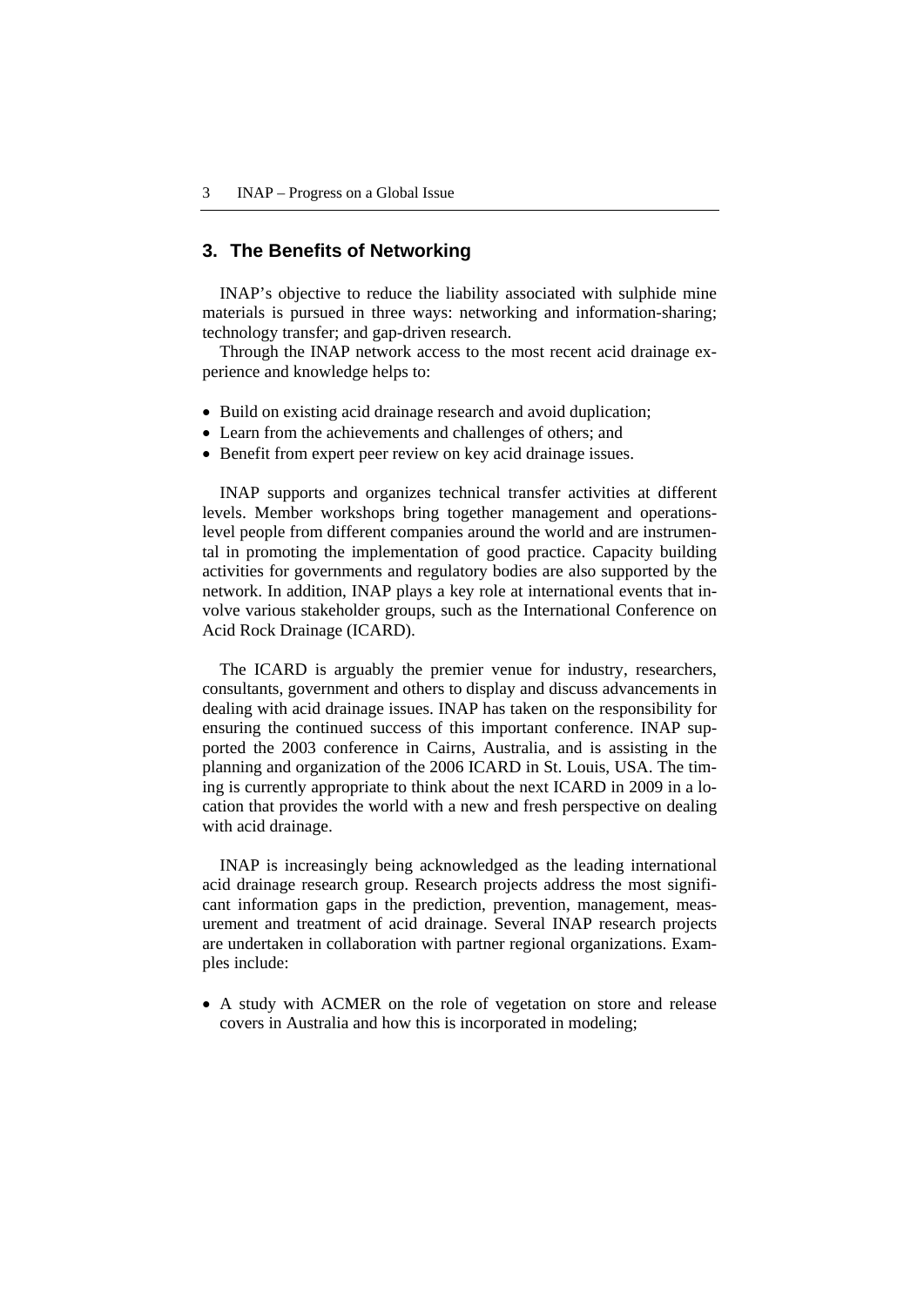## 3. The Benefits of Networking

INAP's objective to reduce the liability associated with sulphide mine materials is pursued in three ways: networking and information-sharing; technology transfer; and gap-driven research.

Through the INAP network access to the most recent acid drainage experience and knowledge helps to:

- Build on existing acid drainage research and avoid duplication;
- Learn from the achievements and challenges of others; and
- Benefit from expert peer review on key acid drainage issues.

INAP supports and organizes technical transfer activities at different levels. Member workshops bring together management and operations-level people from different companies around the world and are instrumental in promoting the implementation of good practice. Capacity building activities for governments and regulatory bodies are also supported by the network. In addition, INAP plays a key role at international events that involve various stakeholder groups, such as the International Conference on Acid Rock Drainage (ICARD).

The ICARD is arguably the premier venue for industry, researchers, consultants, government and others to display and discuss advancements in dealing with acid drainage issues. INAP has taken on the responsibility for ensuring the continued success of this important conference. INAP supported the 2003 conference in Cairns, Australia, and is assisting in the planning and organization of the 2006 ICARD in St. Louis, USA. The timing is currently appropriate to think about the next ICARD in 2009 in a location that provides the world with a new and fresh perspective on dealing with acid drainage.

INAP is increasingly being acknowledged as the leading international acid drainage research group. Research projects address the most significant information gaps in the prediction, prevention, management, measurement and treatment of acid drainage. Several INAP research projects are undertaken in collaboration with partner regional organizations. Examples include:

- A study with ACMER on the role of vegetation on store and release covers in Australia and how this is incorporated in modeling;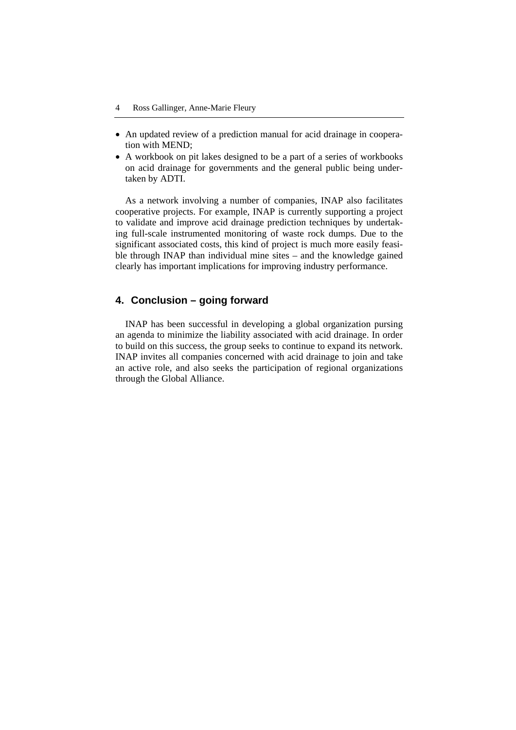- An updated review of a prediction manual for acid drainage in cooperation with MEND;
- A workbook on pit lakes designed to be a part of a series of workbooks on acid drainage for governments and the general public being undertaken by ADTI.

As a network involving a number of companies, INAP also facilitates cooperative projects. For example, INAP is currently supporting a project to validate and improve acid drainage prediction techniques by undertaking full-scale instrumented monitoring of waste rock dumps. Due to the significant associated costs, this kind of project is much more easily feasible through INAP than individual mine sites – and the knowledge gained clearly has important implications for improving industry performance.

## 4. Conclusion – going forward

INAP has been successful in developing a global organization pursing an agenda to minimize the liability associated with acid drainage. In order to build on this success, the group seeks to continue to expand its network. INAP invites all companies concerned with acid drainage to join and take an active role, and also seeks the participation of regional organizations through the Global Alliance.